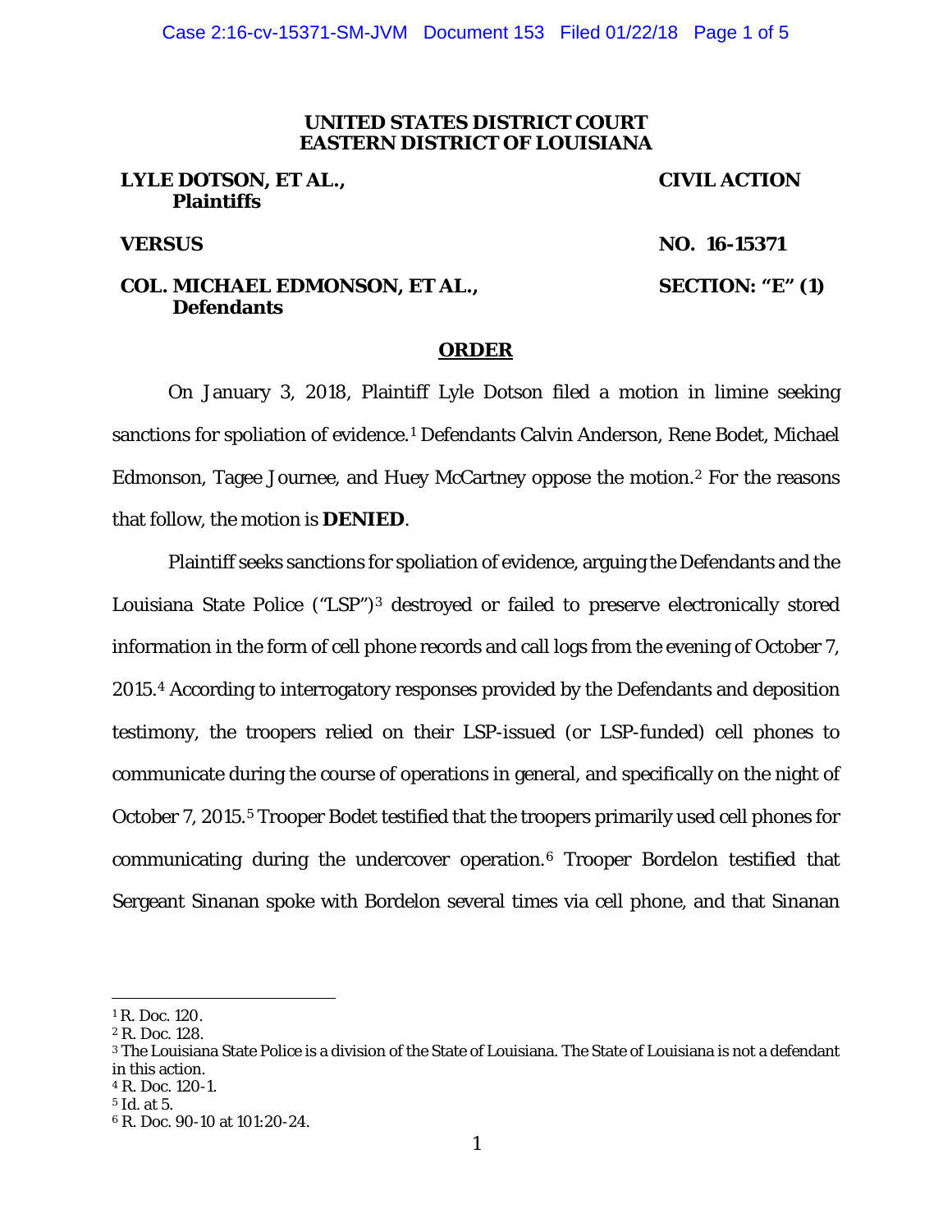**UNITED STATES DISTRICT COURT**
**EASTERN DISTRICT OF LOUISIANA**

| | |
|---|---|
| **LYLE DOTSON, ET AL.,** **Plaintiffs** | **CIVIL ACTION** |
| **VERSUS** | **NO. 16-15371** |
| **COL. MICHAEL EDMONSON, ET AL.,** **Defendants** | **SECTION: "E" (1)** |

**ORDER**

On January 3, 2018, Plaintiff Lyle Dotson filed a motion in limine seeking sanctions for spoliation of evidence.[1] Defendants Calvin Anderson, Rene Bodet, Michael Edmonson, Tagee Journee, and Huey McCartney oppose the motion.[2] For the reasons that follow, the motion is **DENIED**.

Plaintiff seeks sanctions for spoliation of evidence, arguing the Defendants and the Louisiana State Police ("LSP")[3] destroyed or failed to preserve electronically stored information in the form of cell phone records and call logs from the evening of October 7, 2015.[4] According to interrogatory responses provided by the Defendants and deposition testimony, the troopers relied on their LSP-issued (or LSP-funded) cell phones to communicate during the course of operations in general, and specifically on the night of October 7, 2015.[5] Trooper Bodet testified that the troopers primarily used cell phones for communicating during the undercover operation.[6] Trooper Bordelon testified that Sergeant Sinanan spoke with Bordelon several times via cell phone, and that Sinanan

---

[1] R. Doc. 120.
[2] R. Doc. 128.
[3] The Louisiana State Police is a division of the State of Louisiana. The State of Louisiana is not a defendant in this action.
[4] R. Doc. 120-1.
[5] Id. at 5.
[6] R. Doc. 90-10 at 101:20-24.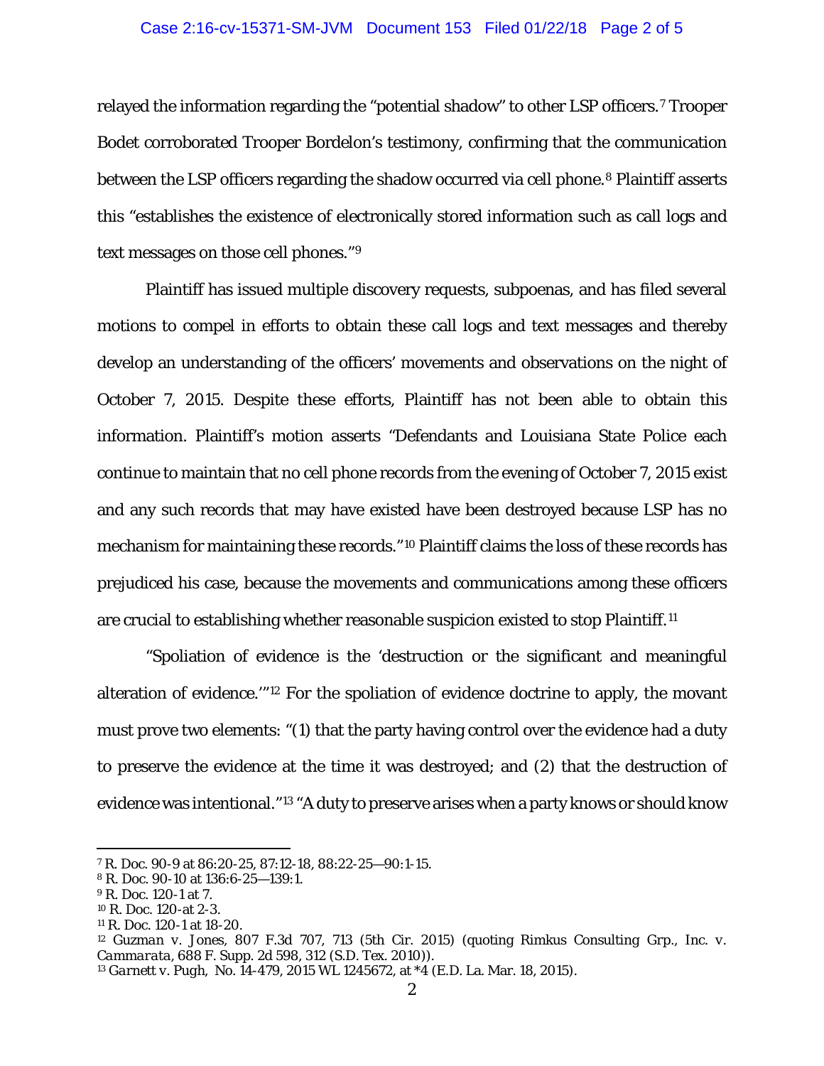relayed the information regarding the "potential shadow" to other LSP officers.[7] Trooper Bodet corroborated Trooper Bordelon's testimony, confirming that the communication between the LSP officers regarding the shadow occurred via cell phone.[8] Plaintiff asserts this "establishes the existence of electronically stored information such as call logs and text messages on those cell phones."[9]

Plaintiff has issued multiple discovery requests, subpoenas, and has filed several motions to compel in efforts to obtain these call logs and text messages and thereby develop an understanding of the officers' movements and observations on the night of October 7, 2015. Despite these efforts, Plaintiff has not been able to obtain this information. Plaintiff's motion asserts "Defendants and Louisiana State Police each continue to maintain that no cell phone records from the evening of October 7, 2015 exist and any such records that may have existed have been destroyed because LSP has no mechanism for maintaining these records."[10] Plaintiff claims the loss of these records has prejudiced his case, because the movements and communications among these officers are crucial to establishing whether reasonable suspicion existed to stop Plaintiff.[11]

"Spoliation of evidence is the 'destruction or the significant and meaningful alteration of evidence.'"[12] For the spoliation of evidence doctrine to apply, the movant must prove two elements: "(1) that the party having control over the evidence had a duty to preserve the evidence at the time it was destroyed; and (2) that the destruction of evidence was intentional."[13] "A duty to preserve arises when a party knows or should know

---

[7] R. Doc. 90-9 at 86:20-25, 87:12-18, 88:22-25—90:1-15.
[8] R. Doc. 90-10 at 136:6-25—139:1.
[9] R. Doc. 120-1 at 7.
[10] R. Doc. 120-at 2-3.
[11] R. Doc. 120-1 at 18-20.
[12] *Guzman v. Jones*, 807 F.3d 707, 713 (5th Cir. 2015) (quoting Rimkus Consulting Grp., Inc. v. *Cammarata*, 688 F. Supp. 2d 598, 312 (S.D. Tex. 2010)).
[13] *Garnett v. Pugh*, No. 14-479, 2015 WL 1245672, at *4 (E.D. La. Mar. 18, 2015).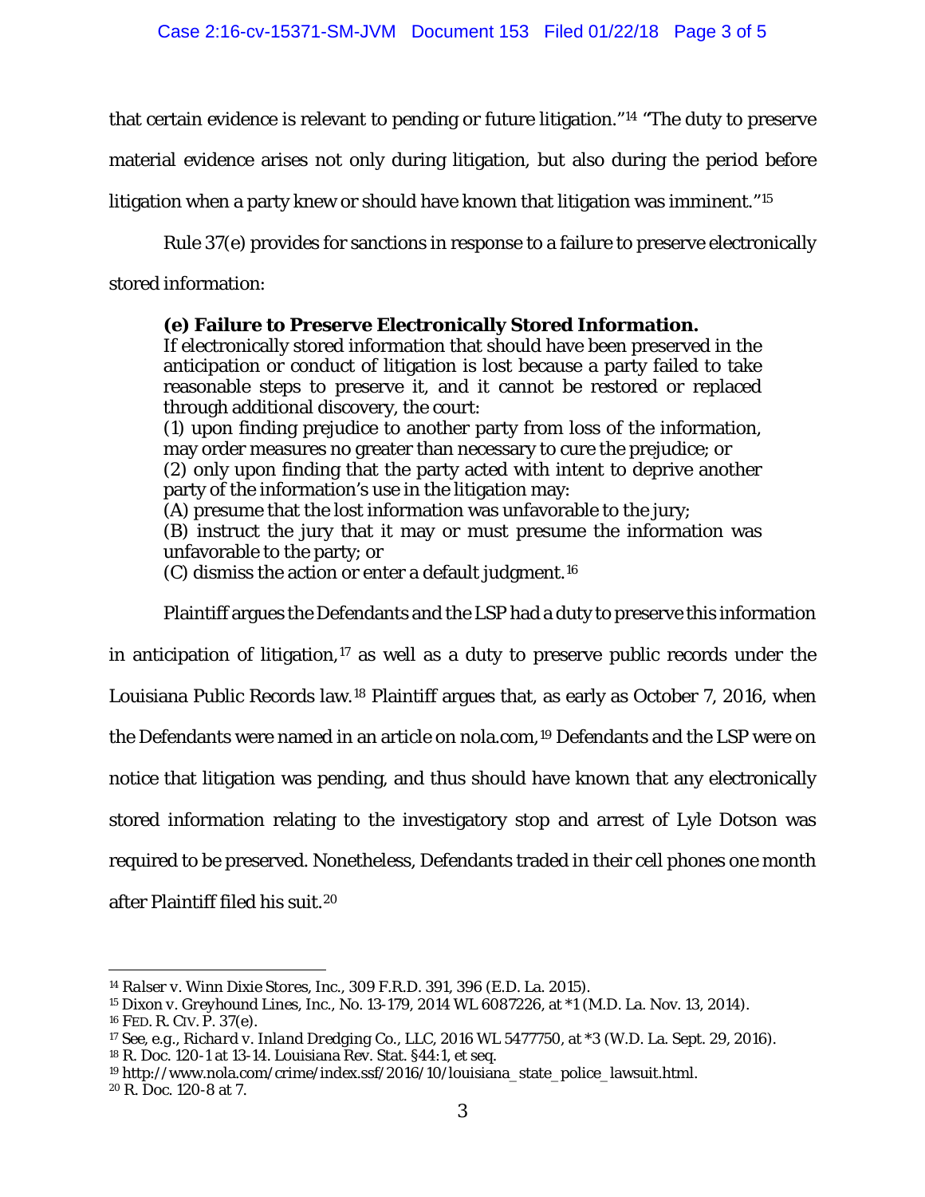that certain evidence is relevant to pending or future litigation."[14] "The duty to preserve material evidence arises not only during litigation, but also during the period before litigation when a party knew or should have known that litigation was imminent."[15]

Rule 37(e) provides for sanctions in response to a failure to preserve electronically stored information:

> **(e) Failure to Preserve Electronically Stored Information.**
> If electronically stored information that should have been preserved in the anticipation or conduct of litigation is lost because a party failed to take reasonable steps to preserve it, and it cannot be restored or replaced through additional discovery, the court:
> (1) upon finding prejudice to another party from loss of the information, may order measures no greater than necessary to cure the prejudice; or
> (2) only upon finding that the party acted with intent to deprive another party of the information's use in the litigation may:
> (A) presume that the lost information was unfavorable to the jury;
> (B) instruct the jury that it may or must presume the information was unfavorable to the party; or
> (C) dismiss the action or enter a default judgment.[16]

Plaintiff argues the Defendants and the LSP had a duty to preserve this information in anticipation of litigation,[17] as well as a duty to preserve public records under the Louisiana Public Records law.[18] Plaintiff argues that, as early as October 7, 2016, when the Defendants were named in an article on nola.com,[19] Defendants and the LSP were on notice that litigation was pending, and thus should have known that any electronically stored information relating to the investigatory stop and arrest of Lyle Dotson was required to be preserved. Nonetheless, Defendants traded in their cell phones one month after Plaintiff filed his suit.[20]

---

[14] *Ralser v. Winn Dixie Stores, Inc.*, 309 F.R.D. 391, 396 (E.D. La. 2015).
[15] *Dixon v. Greyhound Lines, Inc.*, No. 13-179, 2014 WL 6087226, at *1 (M.D. La. Nov. 13, 2014).
[16] FED. R. CIV. P. 37(e).
[17] *See, e.g.*, *Richard v. Inland Dredging Co., LLC*, 2016 WL 5477750, at *3 (W.D. La. Sept. 29, 2016).
[18] R. Doc. 120-1 at 13-14. Louisiana Rev. Stat. §44:1, et seq.
[19] http://www.nola.com/crime/index.ssf/2016/10/louisiana_state_police_lawsuit.html.
[20] R. Doc. 120-8 at 7.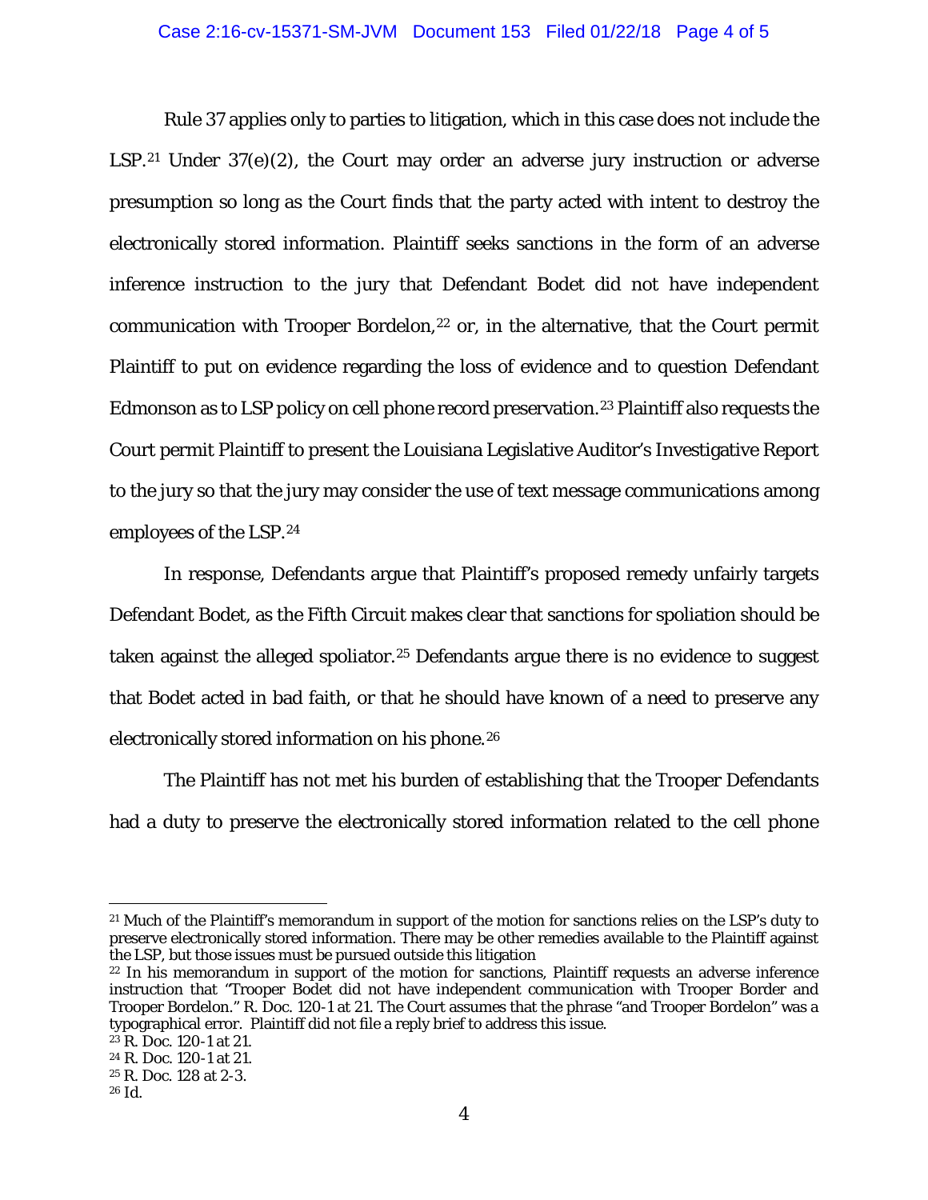Rule 37 applies only to parties to litigation, which in this case does not include the LSP.[21] Under 37(e)(2), the Court may order an adverse jury instruction or adverse presumption so long as the Court finds that the party acted with intent to destroy the electronically stored information. Plaintiff seeks sanctions in the form of an adverse inference instruction to the jury that Defendant Bodet did not have independent communication with Trooper Bordelon,[22] or, in the alternative, that the Court permit Plaintiff to put on evidence regarding the loss of evidence and to question Defendant Edmonson as to LSP policy on cell phone record preservation.[23] Plaintiff also requests the Court permit Plaintiff to present the Louisiana Legislative Auditor's Investigative Report to the jury so that the jury may consider the use of text message communications among employees of the LSP.[24]

In response, Defendants argue that Plaintiff's proposed remedy unfairly targets Defendant Bodet, as the Fifth Circuit makes clear that sanctions for spoliation should be taken against the alleged spoliator.[25] Defendants argue there is no evidence to suggest that Bodet acted in bad faith, or that he should have known of a need to preserve any electronically stored information on his phone.[26]

The Plaintiff has not met his burden of establishing that the Trooper Defendants had a duty to preserve the electronically stored information related to the cell phone

---

[21] Much of the Plaintiff's memorandum in support of the motion for sanctions relies on the LSP's duty to preserve electronically stored information. There may be other remedies available to the Plaintiff against the LSP, but those issues must be pursued outside this litigation

[22] In his memorandum in support of the motion for sanctions, Plaintiff requests an adverse inference instruction that "Trooper Bodet did not have independent communication with Trooper Border and Trooper Bordelon." R. Doc. 120-1 at 21. The Court assumes that the phrase "and Trooper Bordelon" was a typographical error. Plaintiff did not file a reply brief to address this issue.

[23] R. Doc. 120-1 at 21.

[24] R. Doc. 120-1 at 21.

[25] R. Doc. 128 at 2-3.

[26] Id.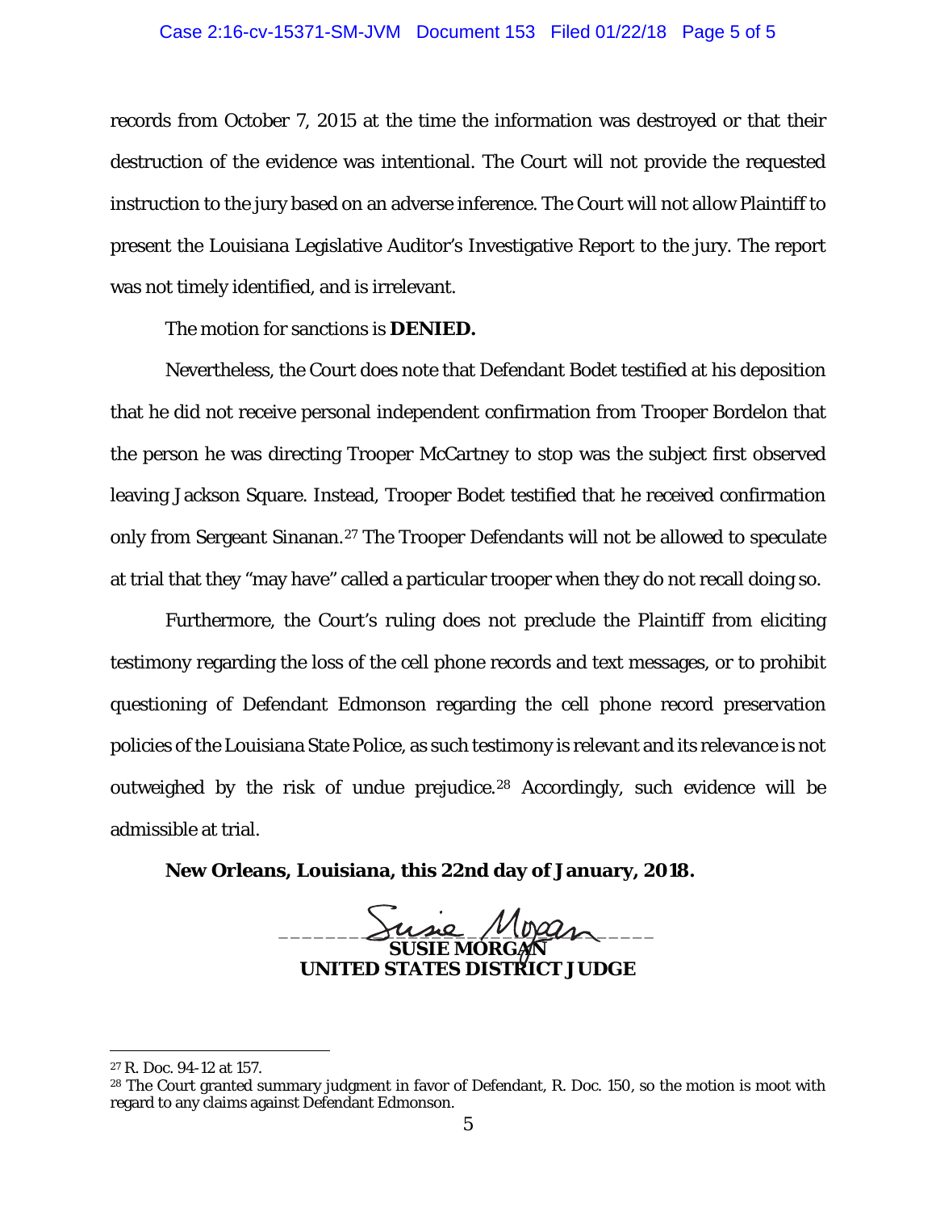records from October 7, 2015 at the time the information was destroyed or that their destruction of the evidence was intentional. The Court will not provide the requested instruction to the jury based on an adverse inference. The Court will not allow Plaintiff to present the Louisiana Legislative Auditor's Investigative Report to the jury. The report was not timely identified, and is irrelevant.

The motion for sanctions is **DENIED.**

Nevertheless, the Court does note that Defendant Bodet testified at his deposition that he did not receive personal independent confirmation from Trooper Bordelon that the person he was directing Trooper McCartney to stop was the subject first observed leaving Jackson Square. Instead, Trooper Bodet testified that he received confirmation only from Sergeant Sinanan.[27] The Trooper Defendants will not be allowed to speculate at trial that they "may have" called a particular trooper when they do not recall doing so.

Furthermore, the Court's ruling does not preclude the Plaintiff from eliciting testimony regarding the loss of the cell phone records and text messages, or to prohibit questioning of Defendant Edmonson regarding the cell phone record preservation policies of the Louisiana State Police, as such testimony is relevant and its relevance is not outweighed by the risk of undue prejudice.[28] Accordingly, such evidence will be admissible at trial.

**New Orleans, Louisiana, this 22nd day of January, 2018.**

**SUSIE MORGAN**
**UNITED STATES DISTRICT JUDGE**

---

[27] R. Doc. 94-12 at 157.

[28] The Court granted summary judgment in favor of Defendant, R. Doc. 150, so the motion is moot with regard to any claims against Defendant Edmonson.